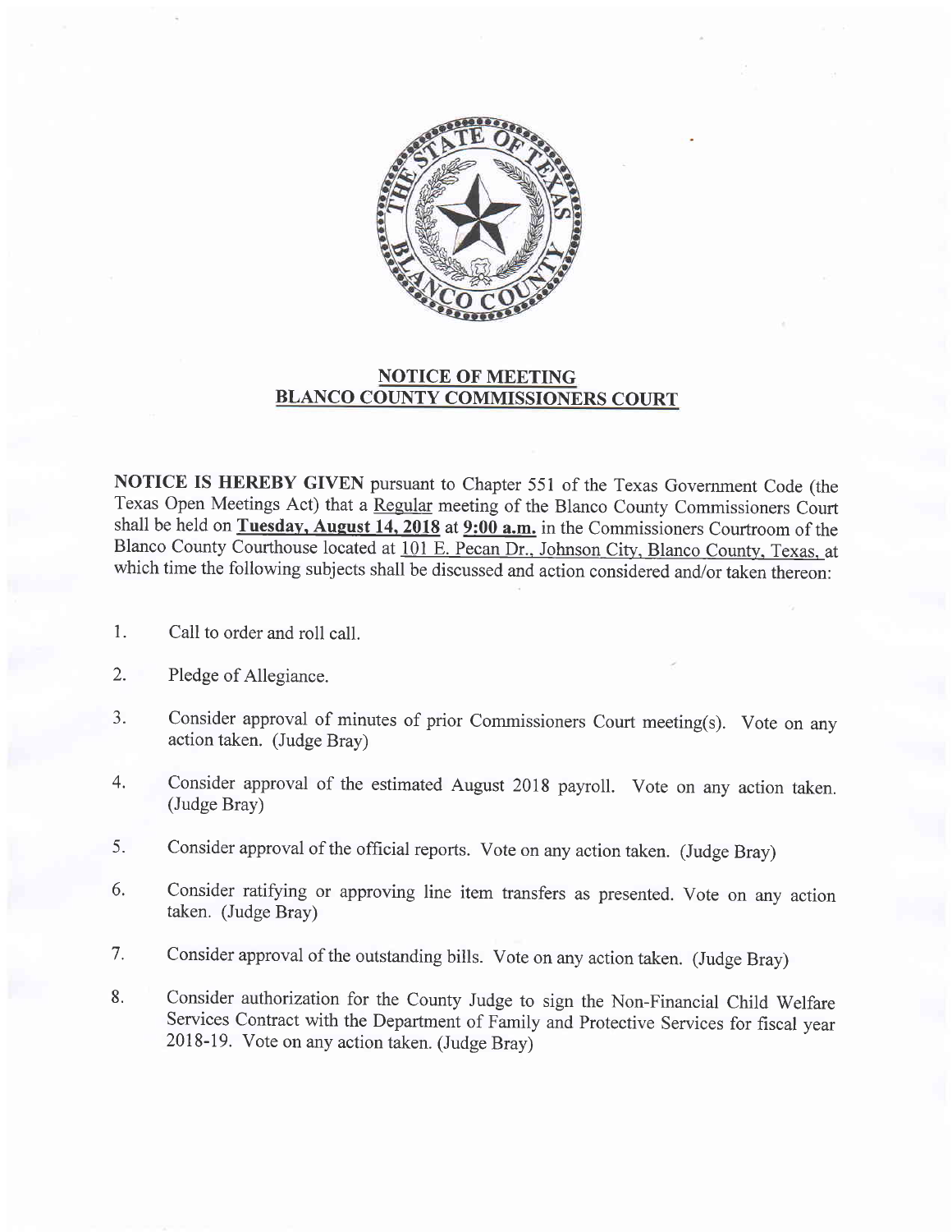# NOTICE OF MEETING
## BLANCO COUNTY COMMISSIONERS COURT

**NOTICE IS HEREBY GIVEN** pursuant to Chapter 551 of the Texas Government Code (the Texas Open Meetings Act) that a Regular meeting of the Blanco County Commissioners Court shall be held on **Tuesday, August 14, 2018** at **9:00 a.m.** in the Commissioners Courtroom of the Blanco County Courthouse located at 101 E. Pecan Dr., Johnson City, Blanco County, Texas, at which time the following subjects shall be discussed and action considered and/or taken thereon:

1. Call to order and roll call.

2. Pledge of Allegiance.

3. Consider approval of minutes of prior Commissioners Court meeting(s). Vote on any action taken. (Judge Bray)

4. Consider approval of the estimated August 2018 payroll. Vote on any action taken. (Judge Bray)

5. Consider approval of the official reports. Vote on any action taken. (Judge Bray)

6. Consider ratifying or approving line item transfers as presented. Vote on any action taken. (Judge Bray)

7. Consider approval of the outstanding bills. Vote on any action taken. (Judge Bray)

8. Consider authorization for the County Judge to sign the Non-Financial Child Welfare Services Contract with the Department of Family and Protective Services for fiscal year 2018-19. Vote on any action taken. (Judge Bray)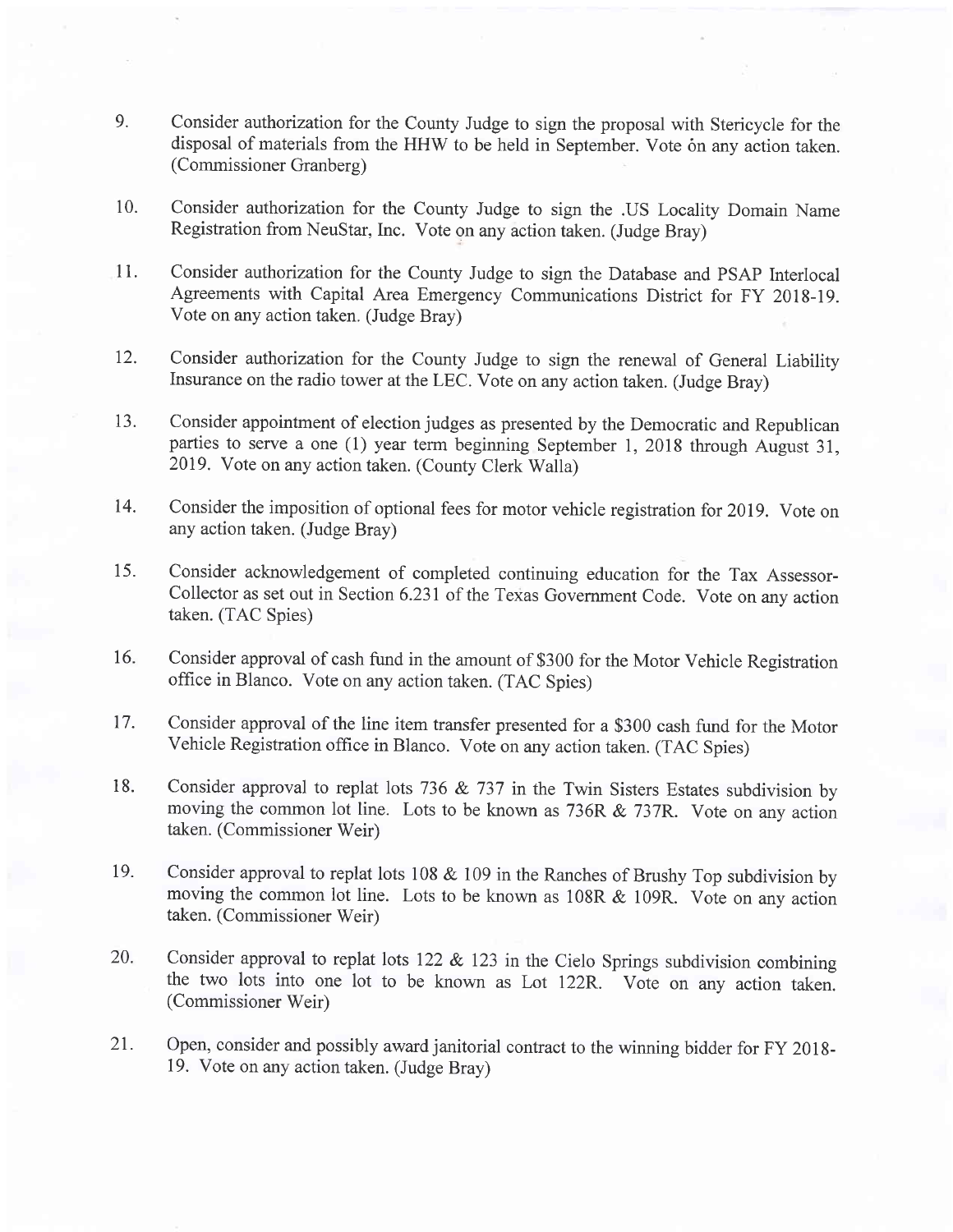9. Consider authorization for the County Judge to sign the proposal with Stericycle for the disposal of materials from the HHW to be held in September. Vote on any action taken. (Commissioner Granberg)

10. Consider authorization for the County Judge to sign the .US Locality Domain Name Registration from NeuStar, Inc. Vote on any action taken. (Judge Bray)

11. Consider authorization for the County Judge to sign the Database and PSAP Interlocal Agreements with Capital Area Emergency Communications District for FY 2018-19. Vote on any action taken. (Judge Bray)

12. Consider authorization for the County Judge to sign the renewal of General Liability Insurance on the radio tower at the LEC. Vote on any action taken. (Judge Bray)

13. Consider appointment of election judges as presented by the Democratic and Republican parties to serve a one (1) year term beginning September 1, 2018 through August 31, 2019. Vote on any action taken. (County Clerk Walla)

14. Consider the imposition of optional fees for motor vehicle registration for 2019. Vote on any action taken. (Judge Bray)

15. Consider acknowledgement of completed continuing education for the Tax Assessor-Collector as set out in Section 6.231 of the Texas Government Code. Vote on any action taken. (TAC Spies)

16. Consider approval of cash fund in the amount of $300 for the Motor Vehicle Registration office in Blanco. Vote on any action taken. (TAC Spies)

17. Consider approval of the line item transfer presented for a $300 cash fund for the Motor Vehicle Registration office in Blanco. Vote on any action taken. (TAC Spies)

18. Consider approval to replat lots 736 & 737 in the Twin Sisters Estates subdivision by moving the common lot line. Lots to be known as 736R & 737R. Vote on any action taken. (Commissioner Weir)

19. Consider approval to replat lots 108 & 109 in the Ranches of Brushy Top subdivision by moving the common lot line. Lots to be known as 108R & 109R. Vote on any action taken. (Commissioner Weir)

20. Consider approval to replat lots 122 & 123 in the Cielo Springs subdivision combining the two lots into one lot to be known as Lot 122R. Vote on any action taken. (Commissioner Weir)

21. Open, consider and possibly award janitorial contract to the winning bidder for FY 2018-19. Vote on any action taken. (Judge Bray)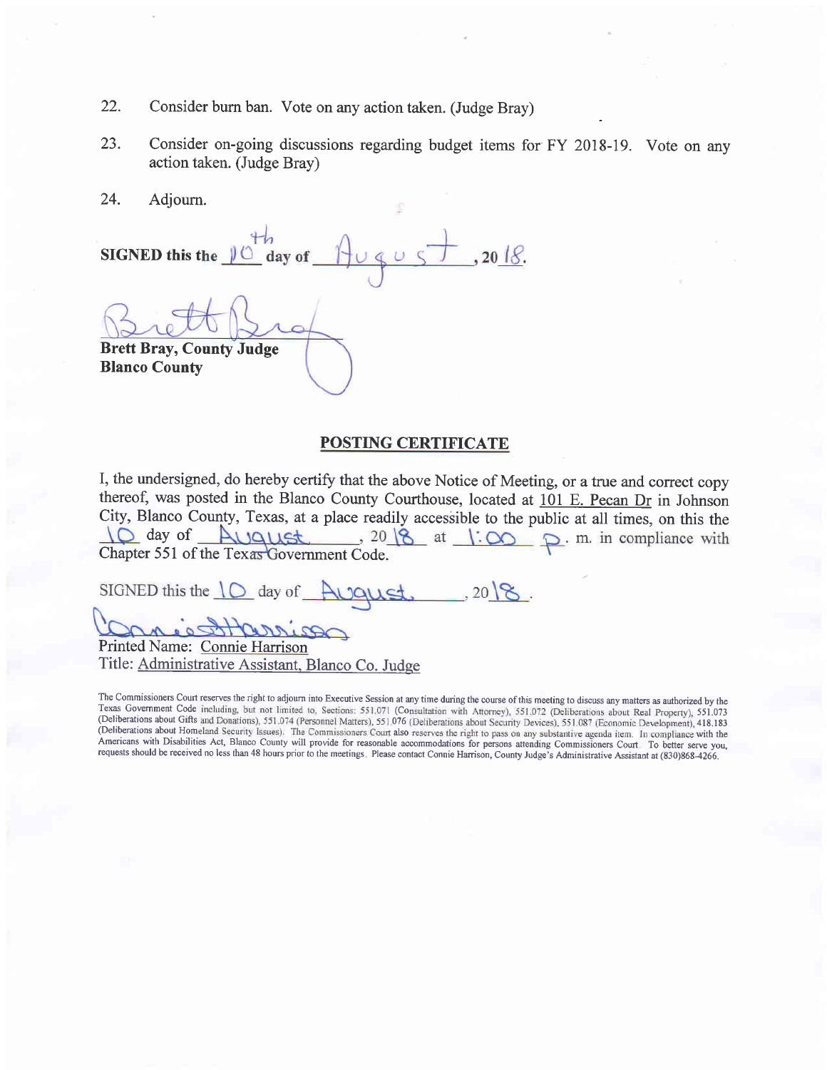22. Consider burn ban. Vote on any action taken. (Judge Bray)

23. Consider on-going discussions regarding budget items for FY 2018-19. Vote on any action taken. (Judge Bray)

24. Adjourn.

**SIGNED this the** 10th **day of** August **, 20**18.

Brett Bray

**Brett Bray, County Judge**
**Blanco County**

## POSTING CERTIFICATE

I, the undersigned, do hereby certify that the above Notice of Meeting, or a true and correct copy thereof, was posted in the Blanco County Courthouse, located at 101 E. Pecan Dr in Johnson City, Blanco County, Texas, at a place readily accessible to the public at all times, on this the 10 day of August, 2018 at 1:00 p. m. in compliance with Chapter 551 of the Texas Government Code.

SIGNED this the 10 day of August, 2018.

Connie Harrison

Printed Name: Connie Harrison
Title: Administrative Assistant, Blanco Co. Judge

The Commissioners Court reserves the right to adjourn into Executive Session at any time during the course of this meeting to discuss any matters as authorized by the Texas Government Code including, but not limited to, Sections: 551.071 (Consultation with Attorney), 551.072 (Deliberations about Real Property), 551.073 (Deliberations about Gifts and Donations), 551.074 (Personnel Matters), 551.076 (Deliberations about Security Devices), 551.087 (Economic Development), 418.183 (Deliberations about Homeland Security Issues). The Commissioners Court also reserves the right to pass on any substantive agenda item. In compliance with the Americans with Disabilities Act, Blanco County will provide for reasonable accommodations for persons attending Commissioners Court. To better serve you, requests should be received no less than 48 hours prior to the meetings. Please contact Connie Harrison, County Judge's Administrative Assistant at (830)868-4266.